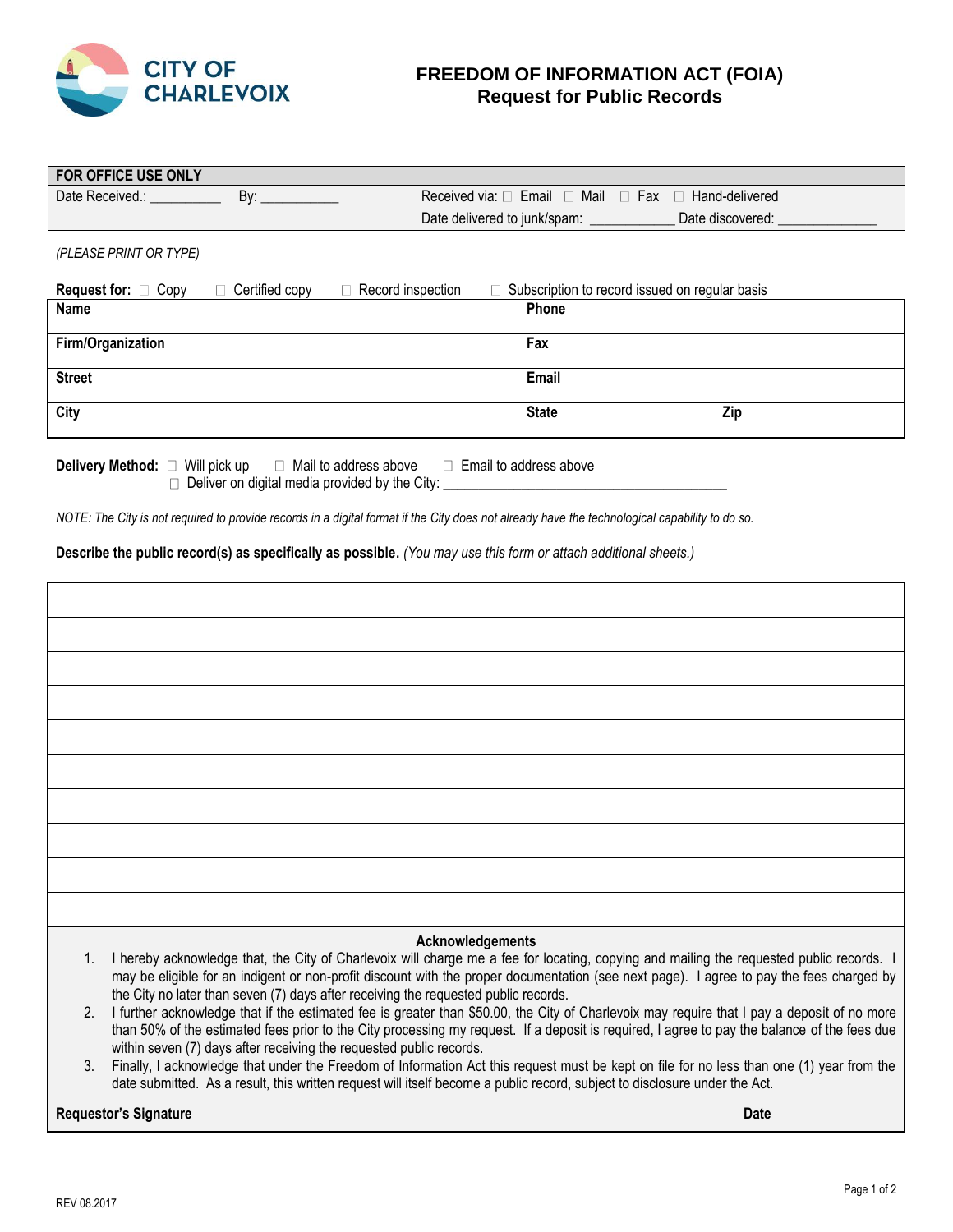CITY OF CHARLEVOIX

# FREEDOM OF INFORMATION ACT (FOIA)
## Request for Public Records

| FOR OFFICE USE ONLY | |
|---|---|
| Date Received.: __________ By: ___________ | Received via: ☐ Email ☐ Mail ☐ Fax ☐ Hand-delivered |
| | Date delivered to junk/spam: ___________ Date discovered: ______________ |

*(PLEASE PRINT OR TYPE)*

**Request for:** ☐ Copy ☐ Certified copy ☐ Record inspection ☐ Subscription to record issued on regular basis

| | | |
|---|---|---|
| **Name** | **Phone** | |
| **Firm/Organization** | **Fax** | |
| **Street** | **Email** | |
| **City** | **State** | **Zip** |

**Delivery Method:** ☐ Will pick up ☐ Mail to address above ☐ Email to address above
☐ Deliver on digital media provided by the City: ________________________________________

*NOTE: The City is not required to provide records in a digital format if the City does not already have the technological capability to do so.*

**Describe the public record(s) as specifically as possible.** *(You may use this form or attach additional sheets.)*

### Acknowledgements

1. I hereby acknowledge that, the City of Charlevoix will charge me a fee for locating, copying and mailing the requested public records. I may be eligible for an indigent or non-profit discount with the proper documentation (see next page). I agree to pay the fees charged by the City no later than seven (7) days after receiving the requested public records.
2. I further acknowledge that if the estimated fee is greater than $50.00, the City of Charlevoix may require that I pay a deposit of no more than 50% of the estimated fees prior to the City processing my request. If a deposit is required, I agree to pay the balance of the fees due within seven (7) days after receiving the requested public records.
3. Finally, I acknowledge that under the Freedom of Information Act this request must be kept on file for no less than one (1) year from the date submitted. As a result, this written request will itself become a public record, subject to disclosure under the Act.

**Requestor's Signature** **Date**

REV 08.2017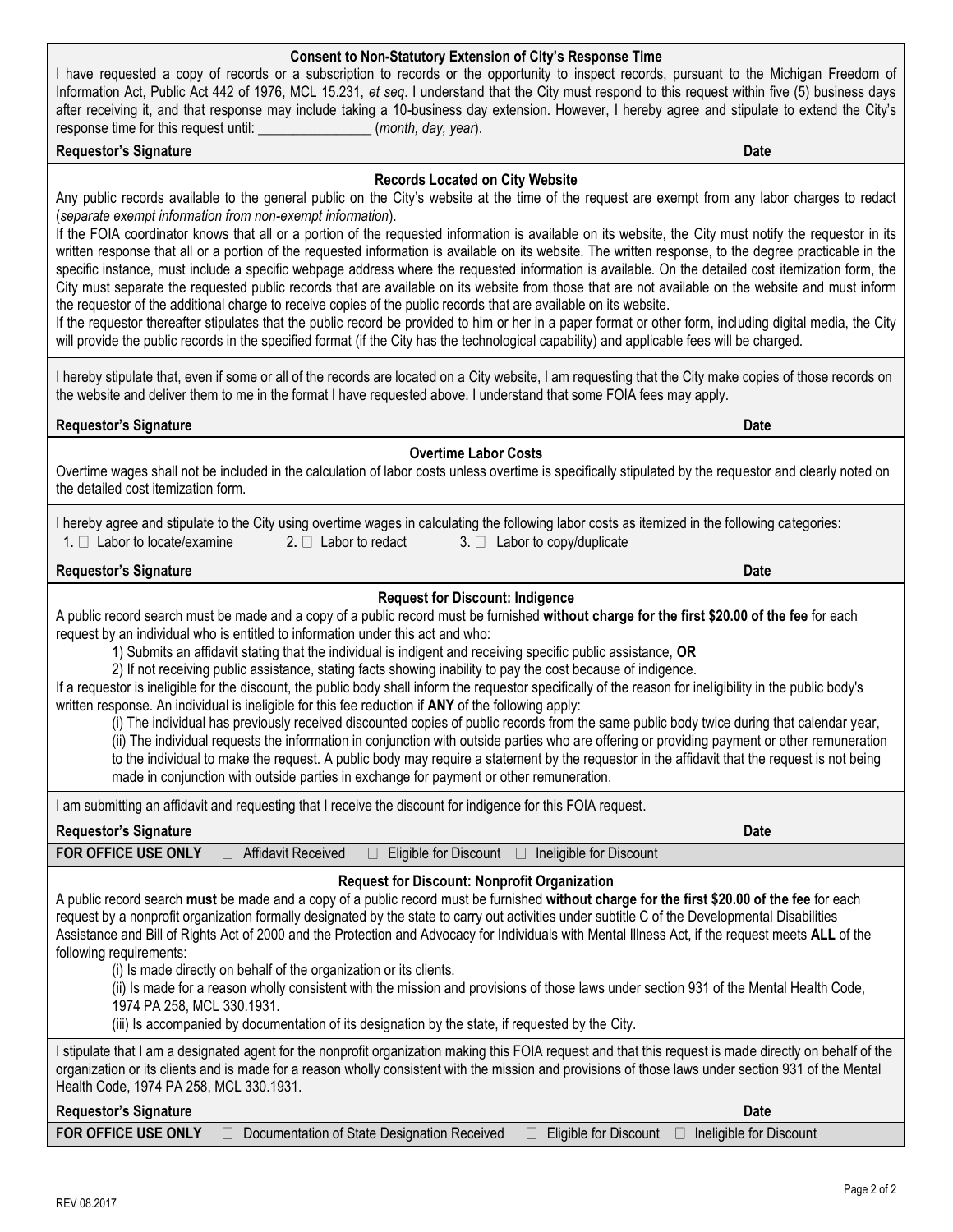### Consent to Non-Statutory Extension of City's Response Time

I have requested a copy of records or a subscription to records or the opportunity to inspect records, pursuant to the Michigan Freedom of Information Act, Public Act 442 of 1976, MCL 15.231, *et seq*. I understand that the City must respond to this request within five (5) business days after receiving it, and that response may include taking a 10-business day extension. However, I hereby agree and stipulate to extend the City's response time for this request until: _______________ (*month, day, year*).

**Requestor's Signature** **Date**

### Records Located on City Website

Any public records available to the general public on the City's website at the time of the request are exempt from any labor charges to redact (*separate exempt information from non-exempt information*).

If the FOIA coordinator knows that all or a portion of the requested information is available on its website, the City must notify the requestor in its written response that all or a portion of the requested information is available on its website. The written response, to the degree practicable in the specific instance, must include a specific webpage address where the requested information is available. On the detailed cost itemization form, the City must separate the requested public records that are available on its website from those that are not available on the website and must inform the requestor of the additional charge to receive copies of the public records that are available on its website.

If the requestor thereafter stipulates that the public record be provided to him or her in a paper format or other form, including digital media, the City will provide the public records in the specified format (if the City has the technological capability) and applicable fees will be charged.

I hereby stipulate that, even if some or all of the records are located on a City website, I am requesting that the City make copies of those records on the website and deliver them to me in the format I have requested above. I understand that some FOIA fees may apply.

**Requestor's Signature** **Date**

### Overtime Labor Costs

Overtime wages shall not be included in the calculation of labor costs unless overtime is specifically stipulated by the requestor and clearly noted on the detailed cost itemization form.

I hereby agree and stipulate to the City using overtime wages in calculating the following labor costs as itemized in the following categories:

1. ☐ Labor to locate/examine 2. ☐ Labor to redact 3. ☐ Labor to copy/duplicate

**Requestor's Signature** **Date**

### Request for Discount: Indigence

A public record search must be made and a copy of a public record must be furnished **without charge for the first $20.00 of the fee** for each request by an individual who is entitled to information under this act and who:

1) Submits an affidavit stating that the individual is indigent and receiving specific public assistance, **OR**
2) If not receiving public assistance, stating facts showing inability to pay the cost because of indigence.

If a requestor is ineligible for the discount, the public body shall inform the requestor specifically of the reason for ineligibility in the public body's written response. An individual is ineligible for this fee reduction if **ANY** of the following apply:

(i) The individual has previously received discounted copies of public records from the same public body twice during that calendar year,
(ii) The individual requests the information in conjunction with outside parties who are offering or providing payment or other remuneration to the individual to make the request. A public body may require a statement by the requestor in the affidavit that the request is not being made in conjunction with outside parties in exchange for payment or other remuneration.

I am submitting an affidavit and requesting that I receive the discount for indigence for this FOIA request.

**Requestor's Signature** **Date**

**FOR OFFICE USE ONLY** ☐ Affidavit Received ☐ Eligible for Discount ☐ Ineligible for Discount

### Request for Discount: Nonprofit Organization

A public record search **must** be made and a copy of a public record must be furnished **without charge for the first $20.00 of the fee** for each request by a nonprofit organization formally designated by the state to carry out activities under subtitle C of the Developmental Disabilities Assistance and Bill of Rights Act of 2000 and the Protection and Advocacy for Individuals with Mental Illness Act, if the request meets **ALL** of the following requirements:

(i) Is made directly on behalf of the organization or its clients.
(ii) Is made for a reason wholly consistent with the mission and provisions of those laws under section 931 of the Mental Health Code, 1974 PA 258, MCL 330.1931.
(iii) Is accompanied by documentation of its designation by the state, if requested by the City.

I stipulate that I am a designated agent for the nonprofit organization making this FOIA request and that this request is made directly on behalf of the organization or its clients and is made for a reason wholly consistent with the mission and provisions of those laws under section 931 of the Mental Health Code, 1974 PA 258, MCL 330.1931.

**Requestor's Signature** **Date**

**FOR OFFICE USE ONLY** ☐ Documentation of State Designation Received ☐ Eligible for Discount ☐ Ineligible for Discount

REV 08.2017